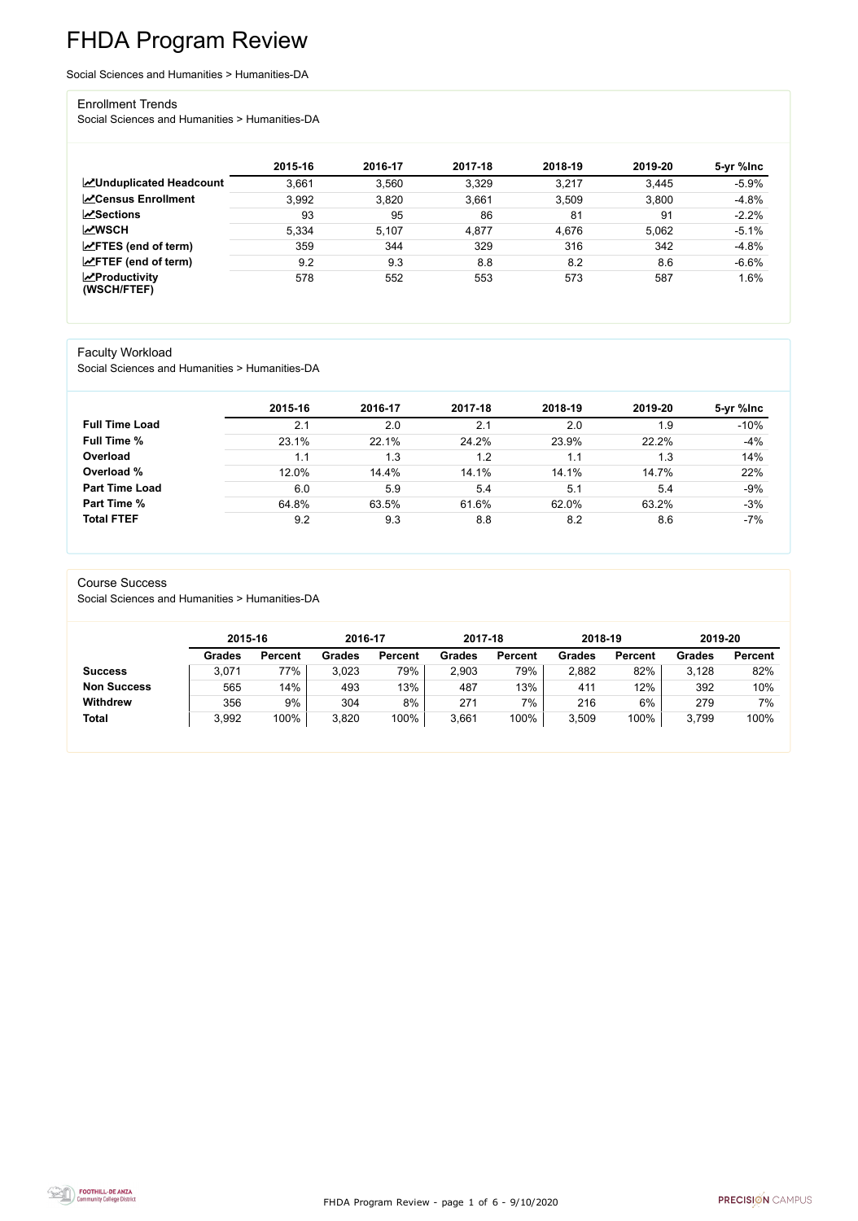# FHDA Program Review

Social Sciences and Humanities > Humanities-DA

## Enrollment Trends

Social Sciences and Humanities > Humanities-DA

| | 2015-16 | 2016-17 | 2017-18 | 2018-19 | 2019-20 | 5-yr %Inc |
|---|---|---|---|---|---|---|
| **Unduplicated Headcount** | 3,661 | 3,560 | 3,329 | 3,217 | 3,445 | -5.9% |
| **Census Enrollment** | 3,992 | 3,820 | 3,661 | 3,509 | 3,800 | -4.8% |
| **Sections** | 93 | 95 | 86 | 81 | 91 | -2.2% |
| **WSCH** | 5,334 | 5,107 | 4,877 | 4,676 | 5,062 | -5.1% |
| **FTES (end of term)** | 359 | 344 | 329 | 316 | 342 | -4.8% |
| **FTEF (end of term)** | 9.2 | 9.3 | 8.8 | 8.2 | 8.6 | -6.6% |
| **Productivity (WSCH/FTEF)** | 578 | 552 | 553 | 573 | 587 | 1.6% |

## Faculty Workload

Social Sciences and Humanities > Humanities-DA

| | 2015-16 | 2016-17 | 2017-18 | 2018-19 | 2019-20 | 5-yr %Inc |
|---|---|---|---|---|---|---|
| **Full Time Load** | 2.1 | 2.0 | 2.1 | 2.0 | 1.9 | -10% |
| **Full Time %** | 23.1% | 22.1% | 24.2% | 23.9% | 22.2% | -4% |
| **Overload** | 1.1 | 1.3 | 1.2 | 1.1 | 1.3 | 14% |
| **Overload %** | 12.0% | 14.4% | 14.1% | 14.1% | 14.7% | 22% |
| **Part Time Load** | 6.0 | 5.9 | 5.4 | 5.1 | 5.4 | -9% |
| **Part Time %** | 64.8% | 63.5% | 61.6% | 62.0% | 63.2% | -3% |
| **Total FTEF** | 9.2 | 9.3 | 8.8 | 8.2 | 8.6 | -7% |

## Course Success

Social Sciences and Humanities > Humanities-DA

| | 2015-16 | | 2016-17 | | 2017-18 | | 2018-19 | | 2019-20 | |
|---|---|---|---|---|---|---|---|---|---|---|
| | **Grades** | **Percent** | **Grades** | **Percent** | **Grades** | **Percent** | **Grades** | **Percent** | **Grades** | **Percent** |
| **Success** | 3,071 | 77% | 3,023 | 79% | 2,903 | 79% | 2,882 | 82% | 3,128 | 82% |
| **Non Success** | 565 | 14% | 493 | 13% | 487 | 13% | 411 | 12% | 392 | 10% |
| **Withdrew** | 356 | 9% | 304 | 8% | 271 | 7% | 216 | 6% | 279 | 7% |
| **Total** | 3,992 | 100% | 3,820 | 100% | 3,661 | 100% | 3,509 | 100% | 3,799 | 100% |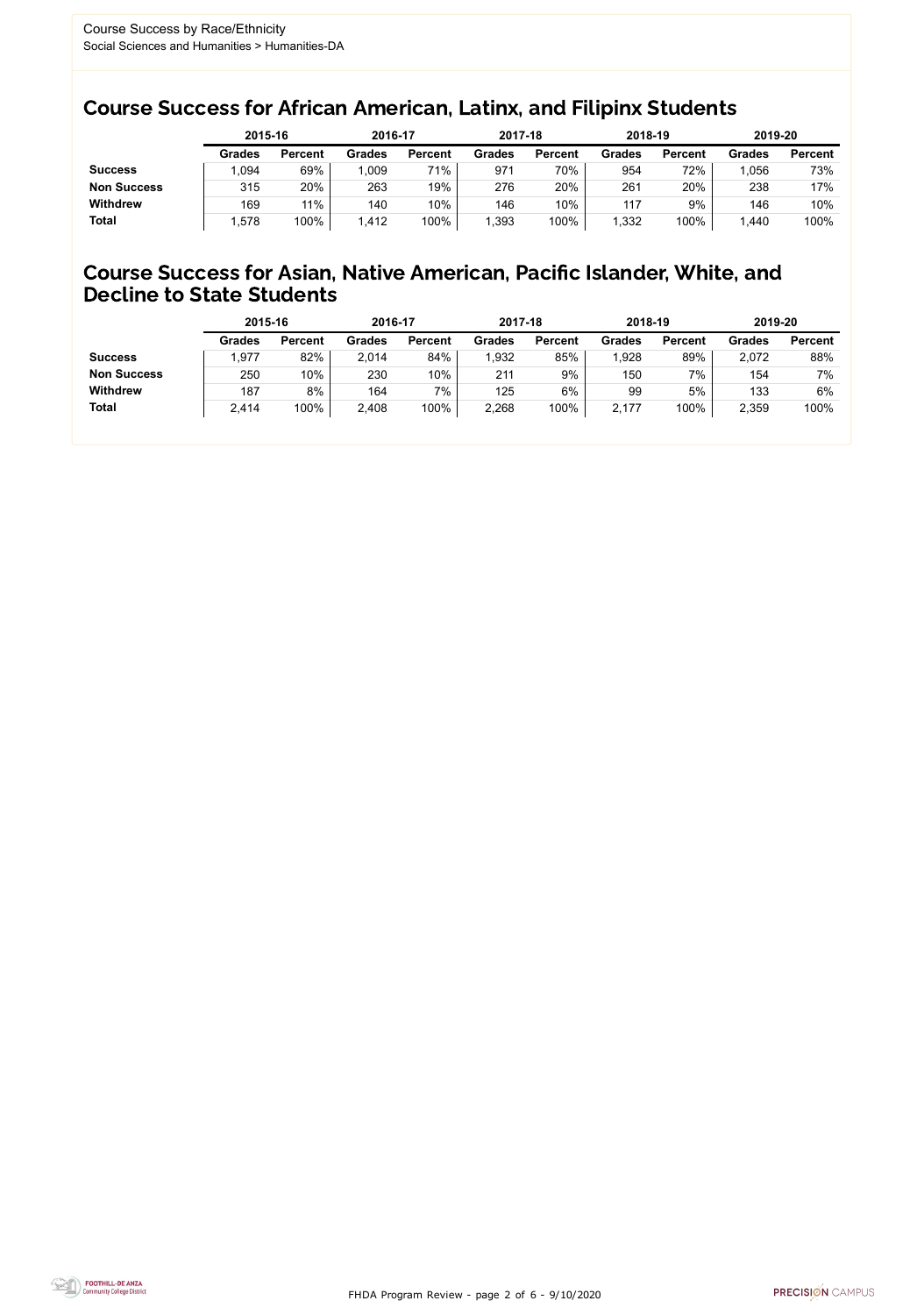Course Success by Race/Ethnicity
Social Sciences and Humanities > Humanities-DA

## Course Success for African American, Latinx, and Filipinx Students

| | 2015-16 | | 2016-17 | | 2017-18 | | 2018-19 | | 2019-20 | |
|---|---|---|---|---|---|---|---|---|---|---|
| | Grades | Percent | Grades | Percent | Grades | Percent | Grades | Percent | Grades | Percent |
| **Success** | 1,094 | 69% | 1,009 | 71% | 971 | 70% | 954 | 72% | 1,056 | 73% |
| **Non Success** | 315 | 20% | 263 | 19% | 276 | 20% | 261 | 20% | 238 | 17% |
| **Withdrew** | 169 | 11% | 140 | 10% | 146 | 10% | 117 | 9% | 146 | 10% |
| **Total** | 1,578 | 100% | 1,412 | 100% | 1,393 | 100% | 1,332 | 100% | 1,440 | 100% |

## Course Success for Asian, Native American, Pacific Islander, White, and Decline to State Students

| | 2015-16 | | 2016-17 | | 2017-18 | | 2018-19 | | 2019-20 | |
|---|---|---|---|---|---|---|---|---|---|---|
| | Grades | Percent | Grades | Percent | Grades | Percent | Grades | Percent | Grades | Percent |
| **Success** | 1,977 | 82% | 2,014 | 84% | 1,932 | 85% | 1,928 | 89% | 2,072 | 88% |
| **Non Success** | 250 | 10% | 230 | 10% | 211 | 9% | 150 | 7% | 154 | 7% |
| **Withdrew** | 187 | 8% | 164 | 7% | 125 | 6% | 99 | 5% | 133 | 6% |
| **Total** | 2,414 | 100% | 2,408 | 100% | 2,268 | 100% | 2,177 | 100% | 2,359 | 100% |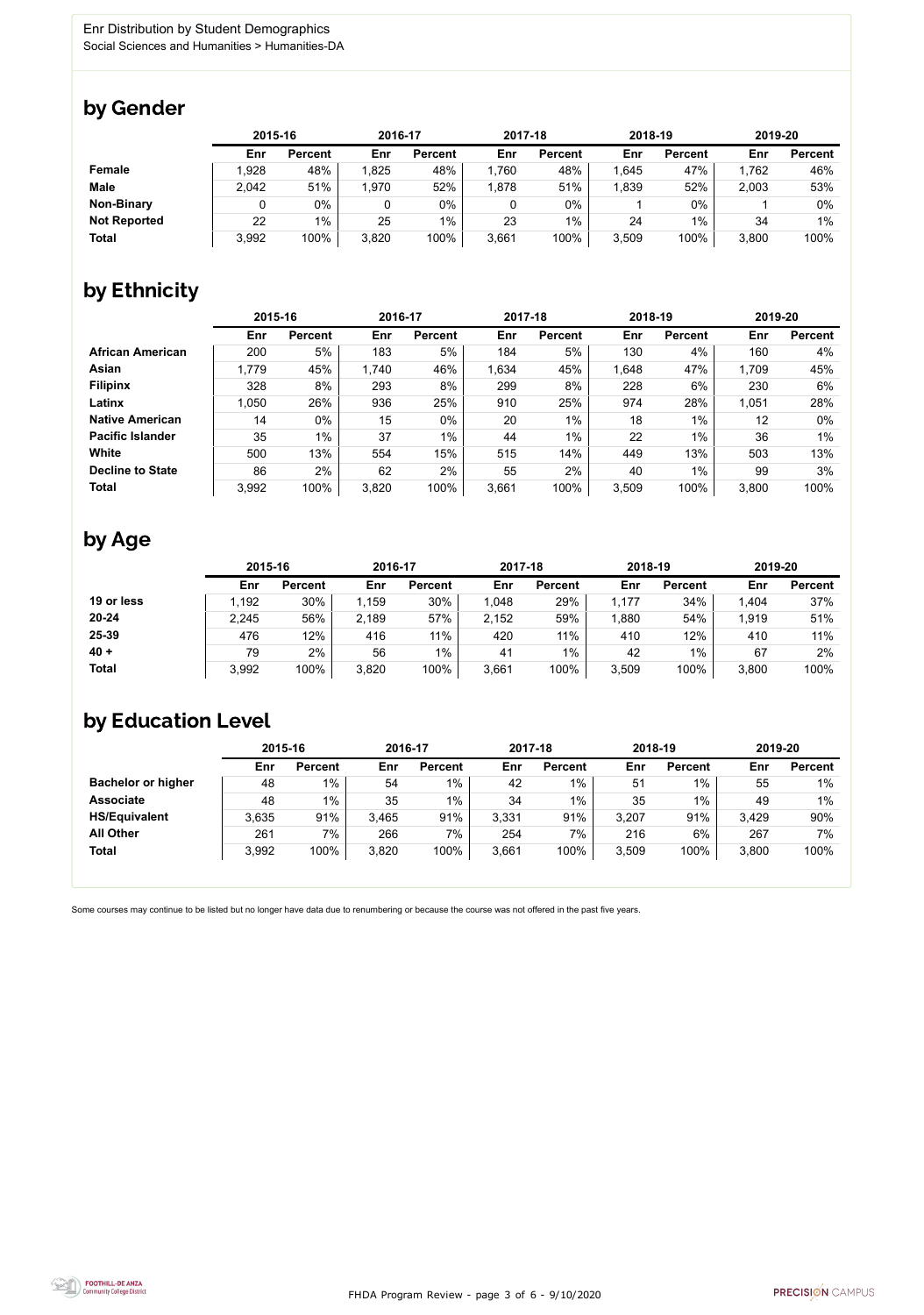Enr Distribution by Student Demographics
Social Sciences and Humanities > Humanities-DA

## by Gender

| | 2015-16 | | 2016-17 | | 2017-18 | | 2018-19 | | 2019-20 | |
|---|---|---|---|---|---|---|---|---|---|---|
| | Enr | Percent | Enr | Percent | Enr | Percent | Enr | Percent | Enr | Percent |
| **Female** | 1,928 | 48% | 1,825 | 48% | 1,760 | 48% | 1,645 | 47% | 1,762 | 46% |
| **Male** | 2,042 | 51% | 1,970 | 52% | 1,878 | 51% | 1,839 | 52% | 2,003 | 53% |
| **Non-Binary** | 0 | 0% | 0 | 0% | 0 | 0% | 1 | 0% | 1 | 0% |
| **Not Reported** | 22 | 1% | 25 | 1% | 23 | 1% | 24 | 1% | 34 | 1% |
| **Total** | 3,992 | 100% | 3,820 | 100% | 3,661 | 100% | 3,509 | 100% | 3,800 | 100% |

## by Ethnicity

| | 2015-16 | | 2016-17 | | 2017-18 | | 2018-19 | | 2019-20 | |
|---|---|---|---|---|---|---|---|---|---|---|
| | Enr | Percent | Enr | Percent | Enr | Percent | Enr | Percent | Enr | Percent |
| **African American** | 200 | 5% | 183 | 5% | 184 | 5% | 130 | 4% | 160 | 4% |
| **Asian** | 1,779 | 45% | 1,740 | 46% | 1,634 | 45% | 1,648 | 47% | 1,709 | 45% |
| **Filipinx** | 328 | 8% | 293 | 8% | 299 | 8% | 228 | 6% | 230 | 6% |
| **Latinx** | 1,050 | 26% | 936 | 25% | 910 | 25% | 974 | 28% | 1,051 | 28% |
| **Native American** | 14 | 0% | 15 | 0% | 20 | 1% | 18 | 1% | 12 | 0% |
| **Pacific Islander** | 35 | 1% | 37 | 1% | 44 | 1% | 22 | 1% | 36 | 1% |
| **White** | 500 | 13% | 554 | 15% | 515 | 14% | 449 | 13% | 503 | 13% |
| **Decline to State** | 86 | 2% | 62 | 2% | 55 | 2% | 40 | 1% | 99 | 3% |
| **Total** | 3,992 | 100% | 3,820 | 100% | 3,661 | 100% | 3,509 | 100% | 3,800 | 100% |

## by Age

| | 2015-16 | | 2016-17 | | 2017-18 | | 2018-19 | | 2019-20 | |
|---|---|---|---|---|---|---|---|---|---|---|
| | Enr | Percent | Enr | Percent | Enr | Percent | Enr | Percent | Enr | Percent |
| **19 or less** | 1,192 | 30% | 1,159 | 30% | 1,048 | 29% | 1,177 | 34% | 1,404 | 37% |
| **20-24** | 2,245 | 56% | 2,189 | 57% | 2,152 | 59% | 1,880 | 54% | 1,919 | 51% |
| **25-39** | 476 | 12% | 416 | 11% | 420 | 11% | 410 | 12% | 410 | 11% |
| **40 +** | 79 | 2% | 56 | 1% | 41 | 1% | 42 | 1% | 67 | 2% |
| **Total** | 3,992 | 100% | 3,820 | 100% | 3,661 | 100% | 3,509 | 100% | 3,800 | 100% |

## by Education Level

| | 2015-16 | | 2016-17 | | 2017-18 | | 2018-19 | | 2019-20 | |
|---|---|---|---|---|---|---|---|---|---|---|
| | Enr | Percent | Enr | Percent | Enr | Percent | Enr | Percent | Enr | Percent |
| **Bachelor or higher** | 48 | 1% | 54 | 1% | 42 | 1% | 51 | 1% | 55 | 1% |
| **Associate** | 48 | 1% | 35 | 1% | 34 | 1% | 35 | 1% | 49 | 1% |
| **HS/Equivalent** | 3,635 | 91% | 3,465 | 91% | 3,331 | 91% | 3,207 | 91% | 3,429 | 90% |
| **All Other** | 261 | 7% | 266 | 7% | 254 | 7% | 216 | 6% | 267 | 7% |
| **Total** | 3,992 | 100% | 3,820 | 100% | 3,661 | 100% | 3,509 | 100% | 3,800 | 100% |

Some courses may continue to be listed but no longer have data due to renumbering or because the course was not offered in the past five years.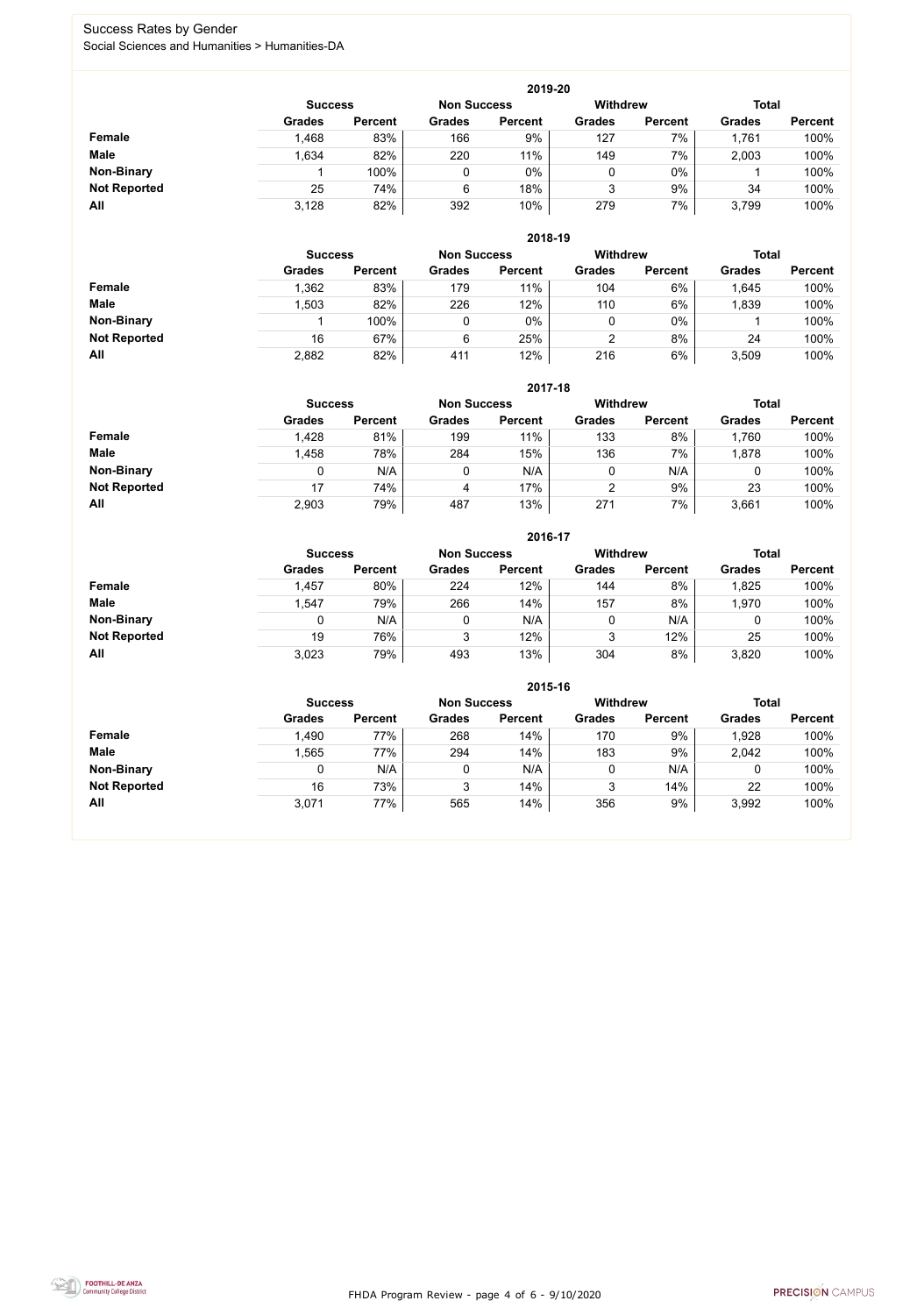# Success Rates by Gender

Social Sciences and Humanities > Humanities-DA

| 2019-20 | Success | | Non Success | | Withdrew | | Total | |
|---|---|---|---|---|---|---|---|---|
| | Grades | Percent | Grades | Percent | Grades | Percent | Grades | Percent |
| **Female** | 1,468 | 83% | 166 | 9% | 127 | 7% | 1,761 | 100% |
| **Male** | 1,634 | 82% | 220 | 11% | 149 | 7% | 2,003 | 100% |
| **Non-Binary** | 1 | 100% | 0 | 0% | 0 | 0% | 1 | 100% |
| **Not Reported** | 25 | 74% | 6 | 18% | 3 | 9% | 34 | 100% |
| **All** | 3,128 | 82% | 392 | 10% | 279 | 7% | 3,799 | 100% |

| 2018-19 | Success | | Non Success | | Withdrew | | Total | |
|---|---|---|---|---|---|---|---|---|
| | Grades | Percent | Grades | Percent | Grades | Percent | Grades | Percent |
| **Female** | 1,362 | 83% | 179 | 11% | 104 | 6% | 1,645 | 100% |
| **Male** | 1,503 | 82% | 226 | 12% | 110 | 6% | 1,839 | 100% |
| **Non-Binary** | 1 | 100% | 0 | 0% | 0 | 0% | 1 | 100% |
| **Not Reported** | 16 | 67% | 6 | 25% | 2 | 8% | 24 | 100% |
| **All** | 2,882 | 82% | 411 | 12% | 216 | 6% | 3,509 | 100% |

| 2017-18 | Success | | Non Success | | Withdrew | | Total | |
|---|---|---|---|---|---|---|---|---|
| | Grades | Percent | Grades | Percent | Grades | Percent | Grades | Percent |
| **Female** | 1,428 | 81% | 199 | 11% | 133 | 8% | 1,760 | 100% |
| **Male** | 1,458 | 78% | 284 | 15% | 136 | 7% | 1,878 | 100% |
| **Non-Binary** | 0 | N/A | 0 | N/A | 0 | N/A | 0 | 100% |
| **Not Reported** | 17 | 74% | 4 | 17% | 2 | 9% | 23 | 100% |
| **All** | 2,903 | 79% | 487 | 13% | 271 | 7% | 3,661 | 100% |

| 2016-17 | Success | | Non Success | | Withdrew | | Total | |
|---|---|---|---|---|---|---|---|---|
| | Grades | Percent | Grades | Percent | Grades | Percent | Grades | Percent |
| **Female** | 1,457 | 80% | 224 | 12% | 144 | 8% | 1,825 | 100% |
| **Male** | 1,547 | 79% | 266 | 14% | 157 | 8% | 1,970 | 100% |
| **Non-Binary** | 0 | N/A | 0 | N/A | 0 | N/A | 0 | 100% |
| **Not Reported** | 19 | 76% | 3 | 12% | 3 | 12% | 25 | 100% |
| **All** | 3,023 | 79% | 493 | 13% | 304 | 8% | 3,820 | 100% |

| 2015-16 | Success | | Non Success | | Withdrew | | Total | |
|---|---|---|---|---|---|---|---|---|
| | Grades | Percent | Grades | Percent | Grades | Percent | Grades | Percent |
| **Female** | 1,490 | 77% | 268 | 14% | 170 | 9% | 1,928 | 100% |
| **Male** | 1,565 | 77% | 294 | 14% | 183 | 9% | 2,042 | 100% |
| **Non-Binary** | 0 | N/A | 0 | N/A | 0 | N/A | 0 | 100% |
| **Not Reported** | 16 | 73% | 3 | 14% | 3 | 14% | 22 | 100% |
| **All** | 3,071 | 77% | 565 | 14% | 356 | 9% | 3,992 | 100% |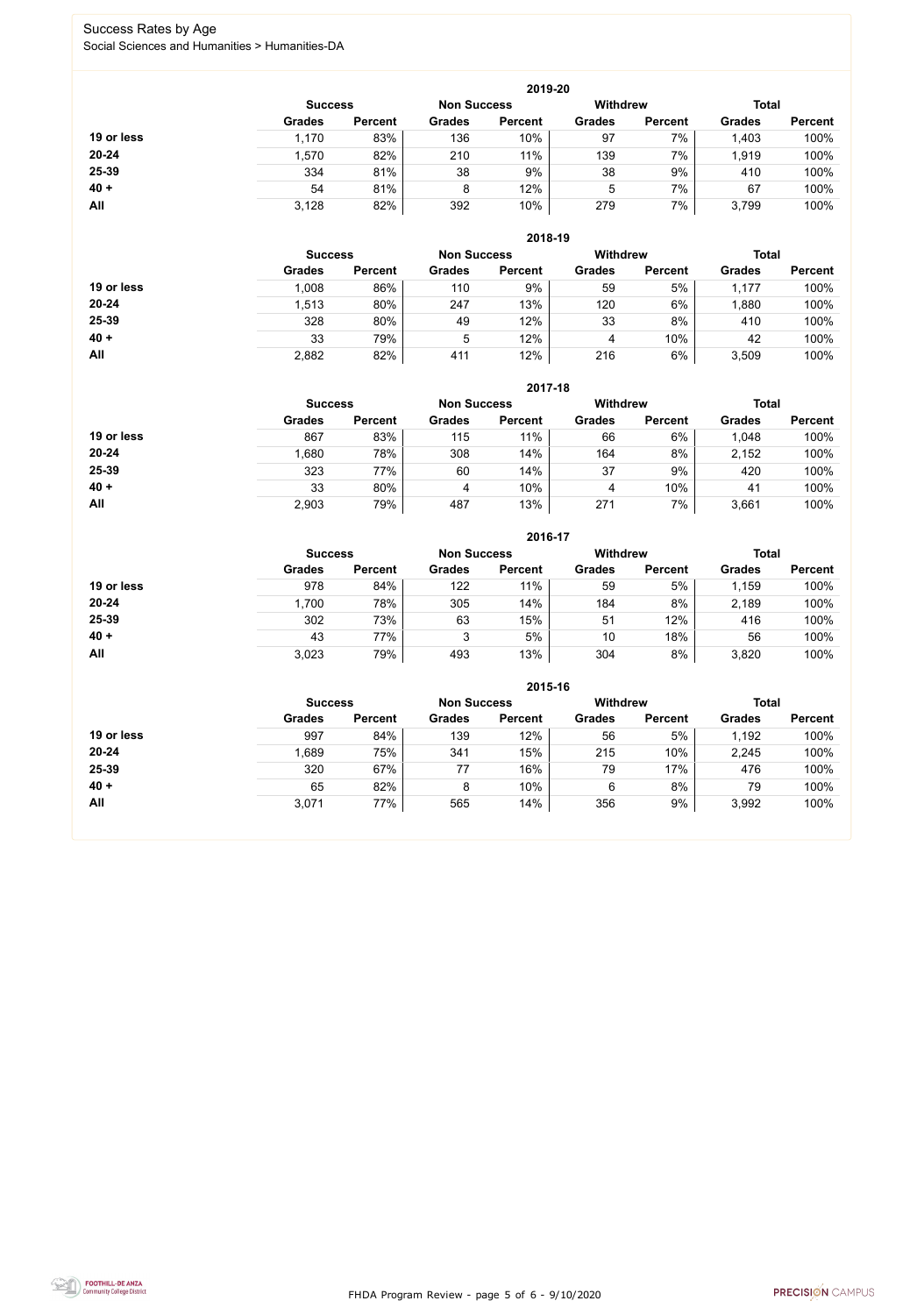# Success Rates by Age

Social Sciences and Humanities > Humanities-DA

| 2019-20 | Success | | Non Success | | Withdrew | | Total | |
|---|---|---|---|---|---|---|---|---|
| | Grades | Percent | Grades | Percent | Grades | Percent | Grades | Percent |
| **19 or less** | 1,170 | 83% | 136 | 10% | 97 | 7% | 1,403 | 100% |
| **20-24** | 1,570 | 82% | 210 | 11% | 139 | 7% | 1,919 | 100% |
| **25-39** | 334 | 81% | 38 | 9% | 38 | 9% | 410 | 100% |
| **40 +** | 54 | 81% | 8 | 12% | 5 | 7% | 67 | 100% |
| **All** | 3,128 | 82% | 392 | 10% | 279 | 7% | 3,799 | 100% |

| 2018-19 | Success | | Non Success | | Withdrew | | Total | |
|---|---|---|---|---|---|---|---|---|
| | Grades | Percent | Grades | Percent | Grades | Percent | Grades | Percent |
| **19 or less** | 1,008 | 86% | 110 | 9% | 59 | 5% | 1,177 | 100% |
| **20-24** | 1,513 | 80% | 247 | 13% | 120 | 6% | 1,880 | 100% |
| **25-39** | 328 | 80% | 49 | 12% | 33 | 8% | 410 | 100% |
| **40 +** | 33 | 79% | 5 | 12% | 4 | 10% | 42 | 100% |
| **All** | 2,882 | 82% | 411 | 12% | 216 | 6% | 3,509 | 100% |

| 2017-18 | Success | | Non Success | | Withdrew | | Total | |
|---|---|---|---|---|---|---|---|---|
| | Grades | Percent | Grades | Percent | Grades | Percent | Grades | Percent |
| **19 or less** | 867 | 83% | 115 | 11% | 66 | 6% | 1,048 | 100% |
| **20-24** | 1,680 | 78% | 308 | 14% | 164 | 8% | 2,152 | 100% |
| **25-39** | 323 | 77% | 60 | 14% | 37 | 9% | 420 | 100% |
| **40 +** | 33 | 80% | 4 | 10% | 4 | 10% | 41 | 100% |
| **All** | 2,903 | 79% | 487 | 13% | 271 | 7% | 3,661 | 100% |

| 2016-17 | Success | | Non Success | | Withdrew | | Total | |
|---|---|---|---|---|---|---|---|---|
| | Grades | Percent | Grades | Percent | Grades | Percent | Grades | Percent |
| **19 or less** | 978 | 84% | 122 | 11% | 59 | 5% | 1,159 | 100% |
| **20-24** | 1,700 | 78% | 305 | 14% | 184 | 8% | 2,189 | 100% |
| **25-39** | 302 | 73% | 63 | 15% | 51 | 12% | 416 | 100% |
| **40 +** | 43 | 77% | 3 | 5% | 10 | 18% | 56 | 100% |
| **All** | 3,023 | 79% | 493 | 13% | 304 | 8% | 3,820 | 100% |

| 2015-16 | Success | | Non Success | | Withdrew | | Total | |
|---|---|---|---|---|---|---|---|---|
| | Grades | Percent | Grades | Percent | Grades | Percent | Grades | Percent |
| **19 or less** | 997 | 84% | 139 | 12% | 56 | 5% | 1,192 | 100% |
| **20-24** | 1,689 | 75% | 341 | 15% | 215 | 10% | 2,245 | 100% |
| **25-39** | 320 | 67% | 77 | 16% | 79 | 17% | 476 | 100% |
| **40 +** | 65 | 82% | 8 | 10% | 6 | 8% | 79 | 100% |
| **All** | 3,071 | 77% | 565 | 14% | 356 | 9% | 3,992 | 100% |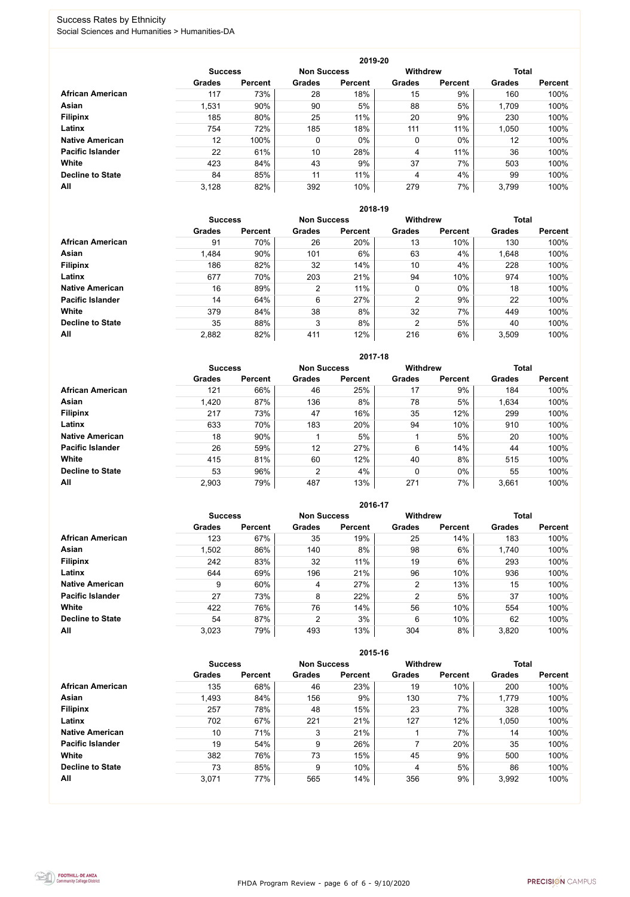# Success Rates by Ethnicity

Social Sciences and Humanities > Humanities-DA

## 2019-20

| | Success | | Non Success | | Withdrew | | Total | |
|---|---|---|---|---|---|---|---|---|
| | Grades | Percent | Grades | Percent | Grades | Percent | Grades | Percent |
| African American | 117 | 73% | 28 | 18% | 15 | 9% | 160 | 100% |
| Asian | 1,531 | 90% | 90 | 5% | 88 | 5% | 1,709 | 100% |
| Filipinx | 185 | 80% | 25 | 11% | 20 | 9% | 230 | 100% |
| Latinx | 754 | 72% | 185 | 18% | 111 | 11% | 1,050 | 100% |
| Native American | 12 | 100% | 0 | 0% | 0 | 0% | 12 | 100% |
| Pacific Islander | 22 | 61% | 10 | 28% | 4 | 11% | 36 | 100% |
| White | 423 | 84% | 43 | 9% | 37 | 7% | 503 | 100% |
| Decline to State | 84 | 85% | 11 | 11% | 4 | 4% | 99 | 100% |
| All | 3,128 | 82% | 392 | 10% | 279 | 7% | 3,799 | 100% |

## 2018-19

| | Success | | Non Success | | Withdrew | | Total | |
|---|---|---|---|---|---|---|---|---|
| | Grades | Percent | Grades | Percent | Grades | Percent | Grades | Percent |
| African American | 91 | 70% | 26 | 20% | 13 | 10% | 130 | 100% |
| Asian | 1,484 | 90% | 101 | 6% | 63 | 4% | 1,648 | 100% |
| Filipinx | 186 | 82% | 32 | 14% | 10 | 4% | 228 | 100% |
| Latinx | 677 | 70% | 203 | 21% | 94 | 10% | 974 | 100% |
| Native American | 16 | 89% | 2 | 11% | 0 | 0% | 18 | 100% |
| Pacific Islander | 14 | 64% | 6 | 27% | 2 | 9% | 22 | 100% |
| White | 379 | 84% | 38 | 8% | 32 | 7% | 449 | 100% |
| Decline to State | 35 | 88% | 3 | 8% | 2 | 5% | 40 | 100% |
| All | 2,882 | 82% | 411 | 12% | 216 | 6% | 3,509 | 100% |

## 2017-18

| | Success | | Non Success | | Withdrew | | Total | |
|---|---|---|---|---|---|---|---|---|
| | Grades | Percent | Grades | Percent | Grades | Percent | Grades | Percent |
| African American | 121 | 66% | 46 | 25% | 17 | 9% | 184 | 100% |
| Asian | 1,420 | 87% | 136 | 8% | 78 | 5% | 1,634 | 100% |
| Filipinx | 217 | 73% | 47 | 16% | 35 | 12% | 299 | 100% |
| Latinx | 633 | 70% | 183 | 20% | 94 | 10% | 910 | 100% |
| Native American | 18 | 90% | 1 | 5% | 1 | 5% | 20 | 100% |
| Pacific Islander | 26 | 59% | 12 | 27% | 6 | 14% | 44 | 100% |
| White | 415 | 81% | 60 | 12% | 40 | 8% | 515 | 100% |
| Decline to State | 53 | 96% | 2 | 4% | 0 | 0% | 55 | 100% |
| All | 2,903 | 79% | 487 | 13% | 271 | 7% | 3,661 | 100% |

## 2016-17

| | Success | | Non Success | | Withdrew | | Total | |
|---|---|---|---|---|---|---|---|---|
| | Grades | Percent | Grades | Percent | Grades | Percent | Grades | Percent |
| African American | 123 | 67% | 35 | 19% | 25 | 14% | 183 | 100% |
| Asian | 1,502 | 86% | 140 | 8% | 98 | 6% | 1,740 | 100% |
| Filipinx | 242 | 83% | 32 | 11% | 19 | 6% | 293 | 100% |
| Latinx | 644 | 69% | 196 | 21% | 96 | 10% | 936 | 100% |
| Native American | 9 | 60% | 4 | 27% | 2 | 13% | 15 | 100% |
| Pacific Islander | 27 | 73% | 8 | 22% | 2 | 5% | 37 | 100% |
| White | 422 | 76% | 76 | 14% | 56 | 10% | 554 | 100% |
| Decline to State | 54 | 87% | 2 | 3% | 6 | 10% | 62 | 100% |
| All | 3,023 | 79% | 493 | 13% | 304 | 8% | 3,820 | 100% |

## 2015-16

| | Success | | Non Success | | Withdrew | | Total | |
|---|---|---|---|---|---|---|---|---|
| | Grades | Percent | Grades | Percent | Grades | Percent | Grades | Percent |
| African American | 135 | 68% | 46 | 23% | 19 | 10% | 200 | 100% |
| Asian | 1,493 | 84% | 156 | 9% | 130 | 7% | 1,779 | 100% |
| Filipinx | 257 | 78% | 48 | 15% | 23 | 7% | 328 | 100% |
| Latinx | 702 | 67% | 221 | 21% | 127 | 12% | 1,050 | 100% |
| Native American | 10 | 71% | 3 | 21% | 1 | 7% | 14 | 100% |
| Pacific Islander | 19 | 54% | 9 | 26% | 7 | 20% | 35 | 100% |
| White | 382 | 76% | 73 | 15% | 45 | 9% | 500 | 100% |
| Decline to State | 73 | 85% | 9 | 10% | 4 | 5% | 86 | 100% |
| All | 3,071 | 77% | 565 | 14% | 356 | 9% | 3,992 | 100% |